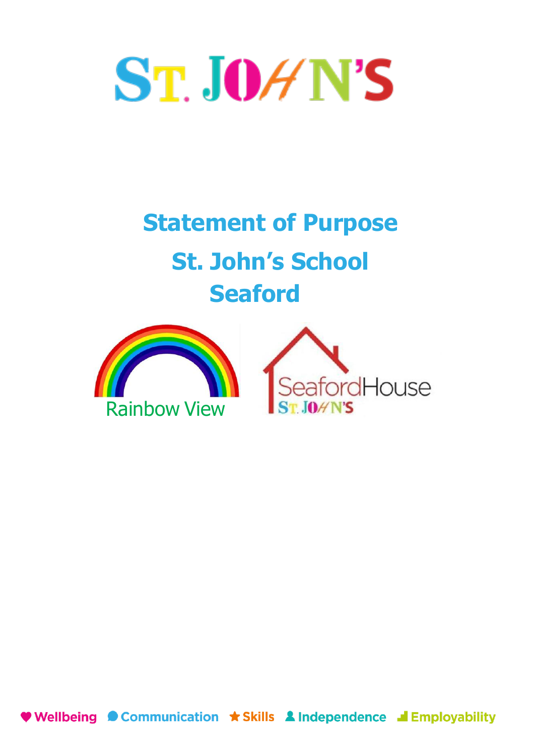# ST. JOHN'S

# Statement of Purpose

# St. John's School

# Seaford

Rainbow View

Seaford House
ST. JOHN'S

Wellbeing Communication Skills Independence Employability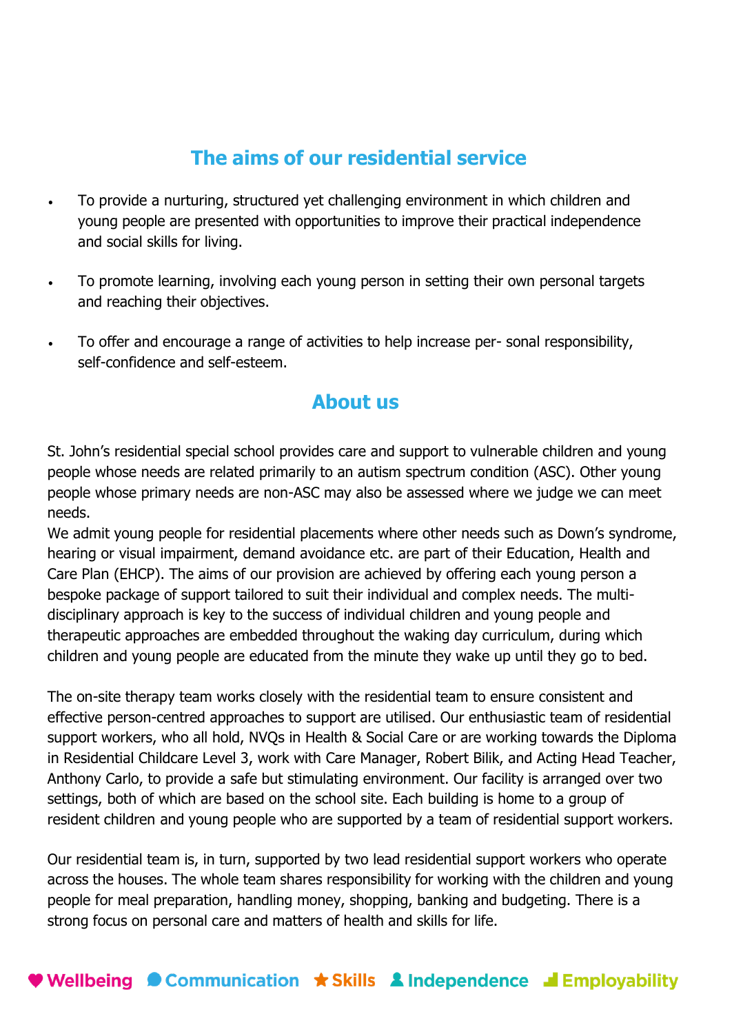## The aims of our residential service

- To provide a nurturing, structured yet challenging environment in which children and young people are presented with opportunities to improve their practical independence and social skills for living.
- To promote learning, involving each young person in setting their own personal targets and reaching their objectives.
- To offer and encourage a range of activities to help increase per- sonal responsibility, self-confidence and self-esteem.

## About us

St. John's residential special school provides care and support to vulnerable children and young people whose needs are related primarily to an autism spectrum condition (ASC). Other young people whose primary needs are non-ASC may also be assessed where we judge we can meet needs.
We admit young people for residential placements where other needs such as Down's syndrome, hearing or visual impairment, demand avoidance etc. are part of their Education, Health and Care Plan (EHCP). The aims of our provision are achieved by offering each young person a bespoke package of support tailored to suit their individual and complex needs. The multi-disciplinary approach is key to the success of individual children and young people and therapeutic approaches are embedded throughout the waking day curriculum, during which children and young people are educated from the minute they wake up until they go to bed.

The on-site therapy team works closely with the residential team to ensure consistent and effective person-centred approaches to support are utilised. Our enthusiastic team of residential support workers, who all hold, NVQs in Health & Social Care or are working towards the Diploma in Residential Childcare Level 3, work with Care Manager, Robert Bilik, and Acting Head Teacher, Anthony Carlo, to provide a safe but stimulating environment. Our facility is arranged over two settings, both of which are based on the school site. Each building is home to a group of resident children and young people who are supported by a team of residential support workers.

Our residential team is, in turn, supported by two lead residential support workers who operate across the houses. The whole team shares responsibility for working with the children and young people for meal preparation, handling money, shopping, banking and budgeting. There is a strong focus on personal care and matters of health and skills for life.

♥ Wellbeing  Communication ★ Skills  Independence  Employability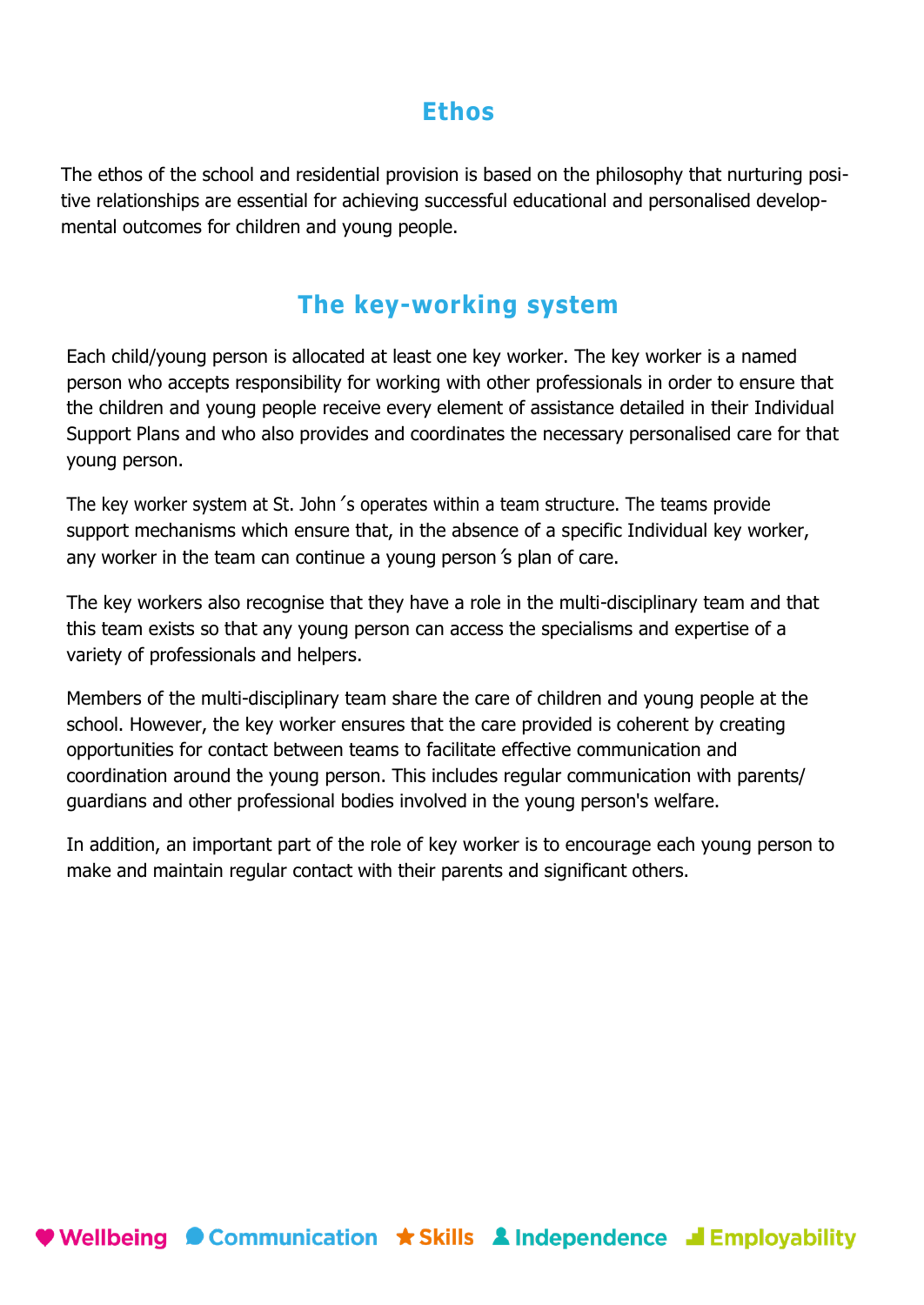## Ethos

The ethos of the school and residential provision is based on the philosophy that nurturing positive relationships are essential for achieving successful educational and personalised developmental outcomes for children and young people.

## The key-working system

Each child/young person is allocated at least one key worker. The key worker is a named person who accepts responsibility for working with other professionals in order to ensure that the children and young people receive every element of assistance detailed in their Individual Support Plans and who also provides and coordinates the necessary personalised care for that young person.

The key worker system at St. John´s operates within a team structure. The teams provide support mechanisms which ensure that, in the absence of a specific Individual key worker, any worker in the team can continue a young person´s plan of care.

The key workers also recognise that they have a role in the multi-disciplinary team and that this team exists so that any young person can access the specialisms and expertise of a variety of professionals and helpers.

Members of the multi-disciplinary team share the care of children and young people at the school. However, the key worker ensures that the care provided is coherent by creating opportunities for contact between teams to facilitate effective communication and coordination around the young person. This includes regular communication with parents/guardians and other professional bodies involved in the young person's welfare.

In addition, an important part of the role of key worker is to encourage each young person to make and maintain regular contact with their parents and significant others.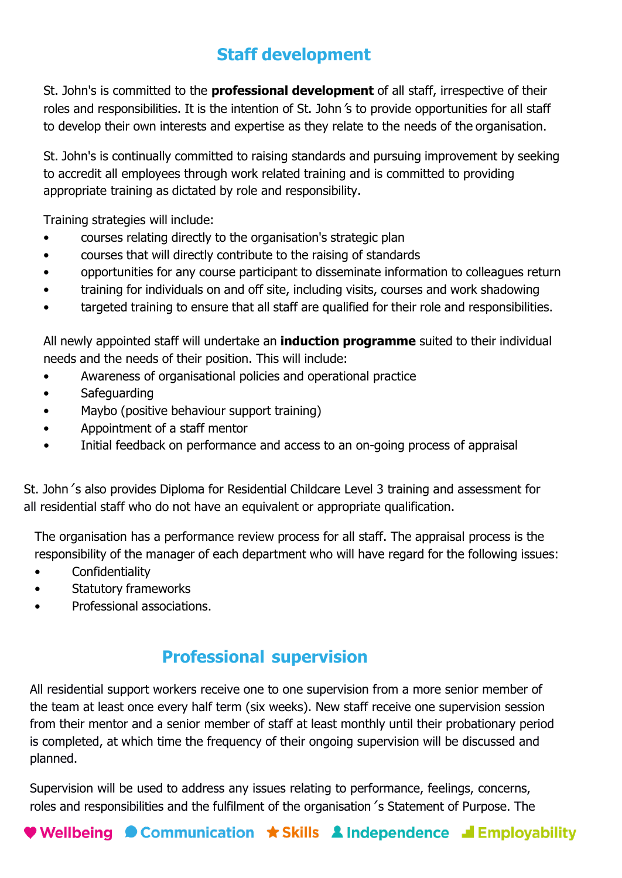## Staff development

St. John's is committed to the **professional development** of all staff, irrespective of their roles and responsibilities. It is the intention of St. John´s to provide opportunities for all staff to develop their own interests and expertise as they relate to the needs of the organisation.

St. John's is continually committed to raising standards and pursuing improvement by seeking to accredit all employees through work related training and is committed to providing appropriate training as dictated by role and responsibility.

Training strategies will include:

- courses relating directly to the organisation's strategic plan
- courses that will directly contribute to the raising of standards
- opportunities for any course participant to disseminate information to colleagues return
- training for individuals on and off site, including visits, courses and work shadowing
- targeted training to ensure that all staff are qualified for their role and responsibilities.

All newly appointed staff will undertake an **induction programme** suited to their individual needs and the needs of their position. This will include:

- Awareness of organisational policies and operational practice
- Safeguarding
- Maybo (positive behaviour support training)
- Appointment of a staff mentor
- Initial feedback on performance and access to an on-going process of appraisal

St. John´s also provides Diploma for Residential Childcare Level 3 training and assessment for all residential staff who do not have an equivalent or appropriate qualification.

The organisation has a performance review process for all staff. The appraisal process is the responsibility of the manager of each department who will have regard for the following issues:

- Confidentiality
- Statutory frameworks
- Professional associations.

## Professional supervision

All residential support workers receive one to one supervision from a more senior member of the team at least once every half term (six weeks). New staff receive one supervision session from their mentor and a senior member of staff at least monthly until their probationary period is completed, at which time the frequency of their ongoing supervision will be discussed and planned.

Supervision will be used to address any issues relating to performance, feelings, concerns, roles and responsibilities and the fulfilment of the organisation´s Statement of Purpose. The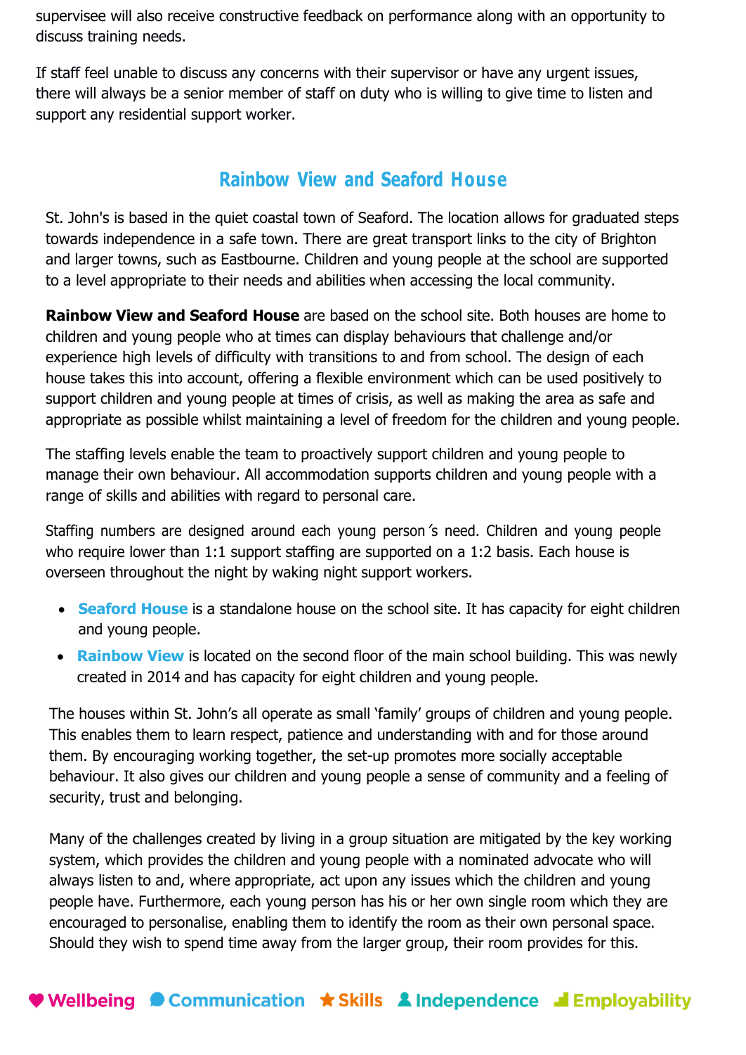supervisee will also receive constructive feedback on performance along with an opportunity to discuss training needs.

If staff feel unable to discuss any concerns with their supervisor or have any urgent issues, there will always be a senior member of staff on duty who is willing to give time to listen and support any residential support worker.

## Rainbow View and Seaford House

St. John's is based in the quiet coastal town of Seaford. The location allows for graduated steps towards independence in a safe town. There are great transport links to the city of Brighton and larger towns, such as Eastbourne. Children and young people at the school are supported to a level appropriate to their needs and abilities when accessing the local community.

**Rainbow View and Seaford House** are based on the school site. Both houses are home to children and young people who at times can display behaviours that challenge and/or experience high levels of difficulty with transitions to and from school. The design of each house takes this into account, offering a flexible environment which can be used positively to support children and young people at times of crisis, as well as making the area as safe and appropriate as possible whilst maintaining a level of freedom for the children and young people.

The staffing levels enable the team to proactively support children and young people to manage their own behaviour. All accommodation supports children and young people with a range of skills and abilities with regard to personal care.

Staffing numbers are designed around each young person's need. Children and young people who require lower than 1:1 support staffing are supported on a 1:2 basis. Each house is overseen throughout the night by waking night support workers.

- **Seaford House** is a standalone house on the school site. It has capacity for eight children and young people.
- **Rainbow View** is located on the second floor of the main school building. This was newly created in 2014 and has capacity for eight children and young people.

The houses within St. John's all operate as small 'family' groups of children and young people. This enables them to learn respect, patience and understanding with and for those around them. By encouraging working together, the set-up promotes more socially acceptable behaviour. It also gives our children and young people a sense of community and a feeling of security, trust and belonging.

Many of the challenges created by living in a group situation are mitigated by the key working system, which provides the children and young people with a nominated advocate who will always listen to and, where appropriate, act upon any issues which the children and young people have. Furthermore, each young person has his or her own single room which they are encouraged to personalise, enabling them to identify the room as their own personal space. Should they wish to spend time away from the larger group, their room provides for this.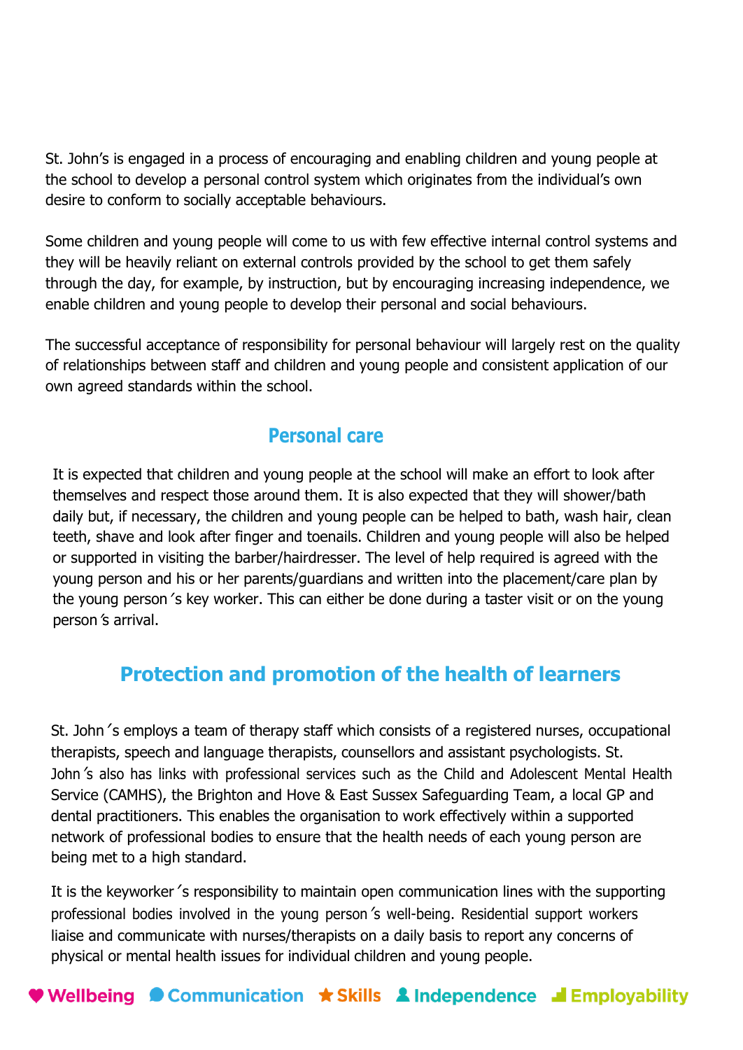St. John's is engaged in a process of encouraging and enabling children and young people at the school to develop a personal control system which originates from the individual's own desire to conform to socially acceptable behaviours.

Some children and young people will come to us with few effective internal control systems and they will be heavily reliant on external controls provided by the school to get them safely through the day, for example, by instruction, but by encouraging increasing independence, we enable children and young people to develop their personal and social behaviours.

The successful acceptance of responsibility for personal behaviour will largely rest on the quality of relationships between staff and children and young people and consistent application of our own agreed standards within the school.

## Personal care

It is expected that children and young people at the school will make an effort to look after themselves and respect those around them. It is also expected that they will shower/bath daily but, if necessary, the children and young people can be helped to bath, wash hair, clean teeth, shave and look after finger and toenails. Children and young people will also be helped or supported in visiting the barber/hairdresser. The level of help required is agreed with the young person and his or her parents/guardians and written into the placement/care plan by the young person´s key worker. This can either be done during a taster visit or on the young person´s arrival.

## Protection and promotion of the health of learners

St. John´s employs a team of therapy staff which consists of a registered nurses, occupational therapists, speech and language therapists, counsellors and assistant psychologists. St. John´s also has links with professional services such as the Child and Adolescent Mental Health Service (CAMHS), the Brighton and Hove & East Sussex Safeguarding Team, a local GP and dental practitioners. This enables the organisation to work effectively within a supported network of professional bodies to ensure that the health needs of each young person are being met to a high standard.

It is the keyworker´s responsibility to maintain open communication lines with the supporting professional bodies involved in the young person´s well-being. Residential support workers liaise and communicate with nurses/therapists on a daily basis to report any concerns of physical or mental health issues for individual children and young people.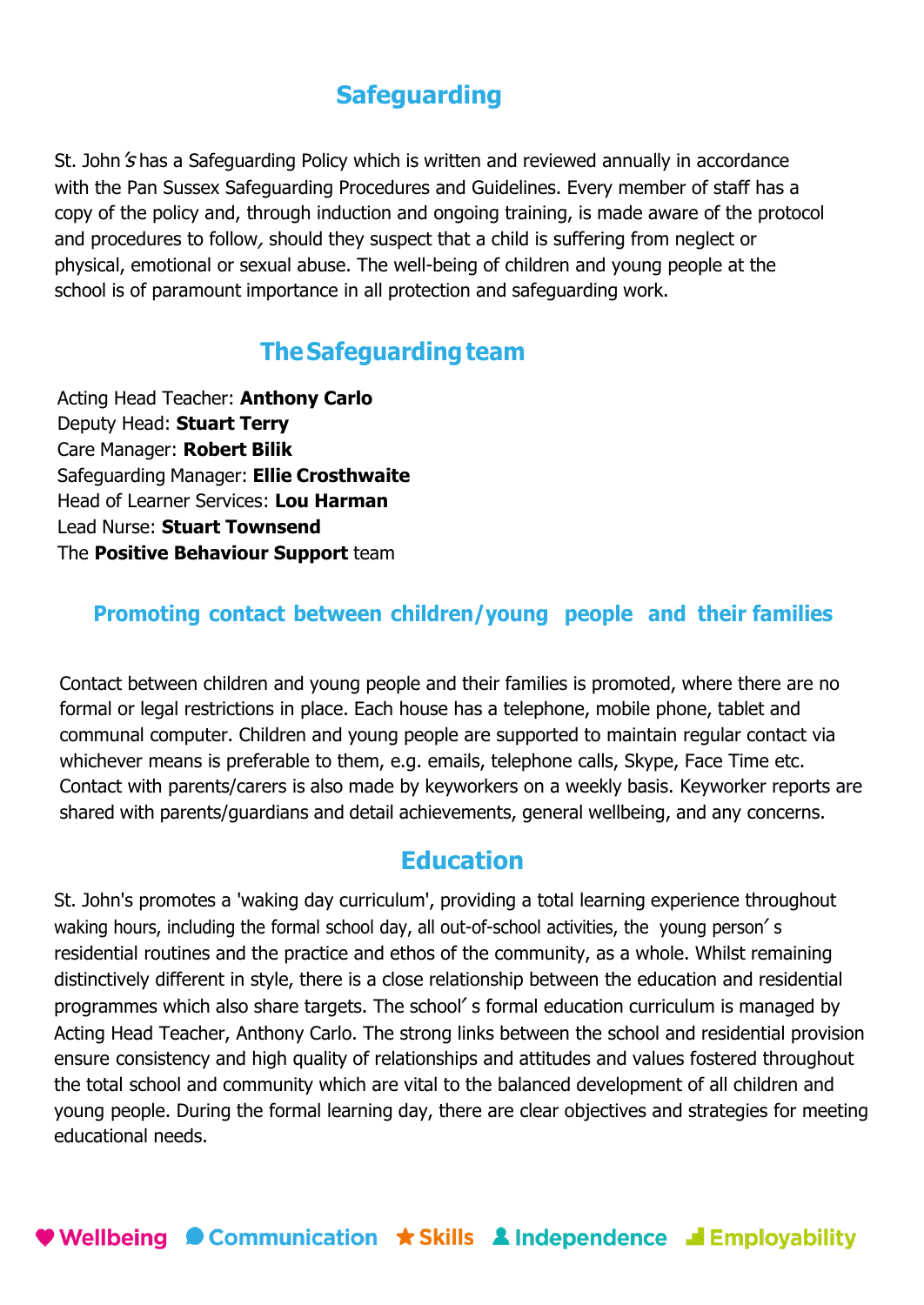## Safeguarding

St. John's has a Safeguarding Policy which is written and reviewed annually in accordance with the Pan Sussex Safeguarding Procedures and Guidelines. Every member of staff has a copy of the policy and, through induction and ongoing training, is made aware of the protocol and procedures to follow, should they suspect that a child is suffering from neglect or physical, emotional or sexual abuse. The well-being of children and young people at the school is of paramount importance in all protection and safeguarding work.

## The Safeguarding team

Acting Head Teacher: **Anthony Carlo**
Deputy Head: **Stuart Terry**
Care Manager: **Robert Bilik**
Safeguarding Manager: **Ellie Crosthwaite**
Head of Learner Services: **Lou Harman**
Lead Nurse: **Stuart Townsend**
The **Positive Behaviour Support** team

## Promoting contact between children/young people and their families

Contact between children and young people and their families is promoted, where there are no formal or legal restrictions in place. Each house has a telephone, mobile phone, tablet and communal computer. Children and young people are supported to maintain regular contact via whichever means is preferable to them, e.g. emails, telephone calls, Skype, Face Time etc. Contact with parents/carers is also made by keyworkers on a weekly basis. Keyworker reports are shared with parents/guardians and detail achievements, general wellbeing, and any concerns.

## Education

St. John's promotes a 'waking day curriculum', providing a total learning experience throughout waking hours, including the formal school day, all out-of-school activities, the young person's residential routines and the practice and ethos of the community, as a whole. Whilst remaining distinctively different in style, there is a close relationship between the education and residential programmes which also share targets. The school's formal education curriculum is managed by Acting Head Teacher, Anthony Carlo. The strong links between the school and residential provision ensure consistency and high quality of relationships and attitudes and values fostered throughout the total school and community which are vital to the balanced development of all children and young people. During the formal learning day, there are clear objectives and strategies for meeting educational needs.

Wellbeing Communication Skills Independence Employability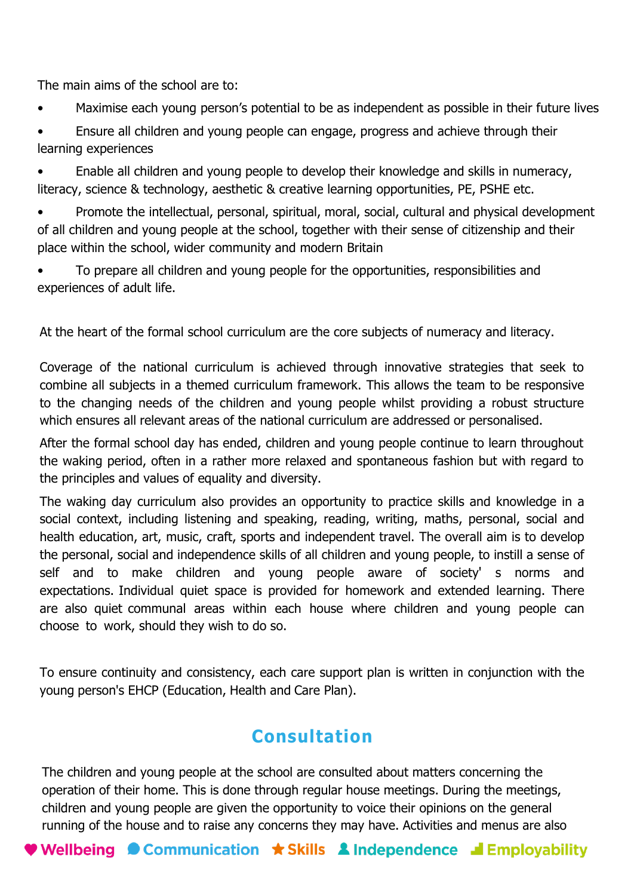The main aims of the school are to:

- Maximise each young person's potential to be as independent as possible in their future lives
- Ensure all children and young people can engage, progress and achieve through their learning experiences
- Enable all children and young people to develop their knowledge and skills in numeracy, literacy, science & technology, aesthetic & creative learning opportunities, PE, PSHE etc.
- Promote the intellectual, personal, spiritual, moral, social, cultural and physical development of all children and young people at the school, together with their sense of citizenship and their place within the school, wider community and modern Britain
- To prepare all children and young people for the opportunities, responsibilities and experiences of adult life.

At the heart of the formal school curriculum are the core subjects of numeracy and literacy.

Coverage of the national curriculum is achieved through innovative strategies that seek to combine all subjects in a themed curriculum framework. This allows the team to be responsive to the changing needs of the children and young people whilst providing a robust structure which ensures all relevant areas of the national curriculum are addressed or personalised.

After the formal school day has ended, children and young people continue to learn throughout the waking period, often in a rather more relaxed and spontaneous fashion but with regard to the principles and values of equality and diversity.

The waking day curriculum also provides an opportunity to practice skills and knowledge in a social context, including listening and speaking, reading, writing, maths, personal, social and health education, art, music, craft, sports and independent travel. The overall aim is to develop the personal, social and independence skills of all children and young people, to instill a sense of self and to make children and young people aware of society's norms and expectations. Individual quiet space is provided for homework and extended learning. There are also quiet communal areas within each house where children and young people can choose to work, should they wish to do so.

To ensure continuity and consistency, each care support plan is written in conjunction with the young person's EHCP (Education, Health and Care Plan).

## Consultation

The children and young people at the school are consulted about matters concerning the operation of their home. This is done through regular house meetings. During the meetings, children and young people are given the opportunity to voice their opinions on the general running of the house and to raise any concerns they may have. Activities and menus are also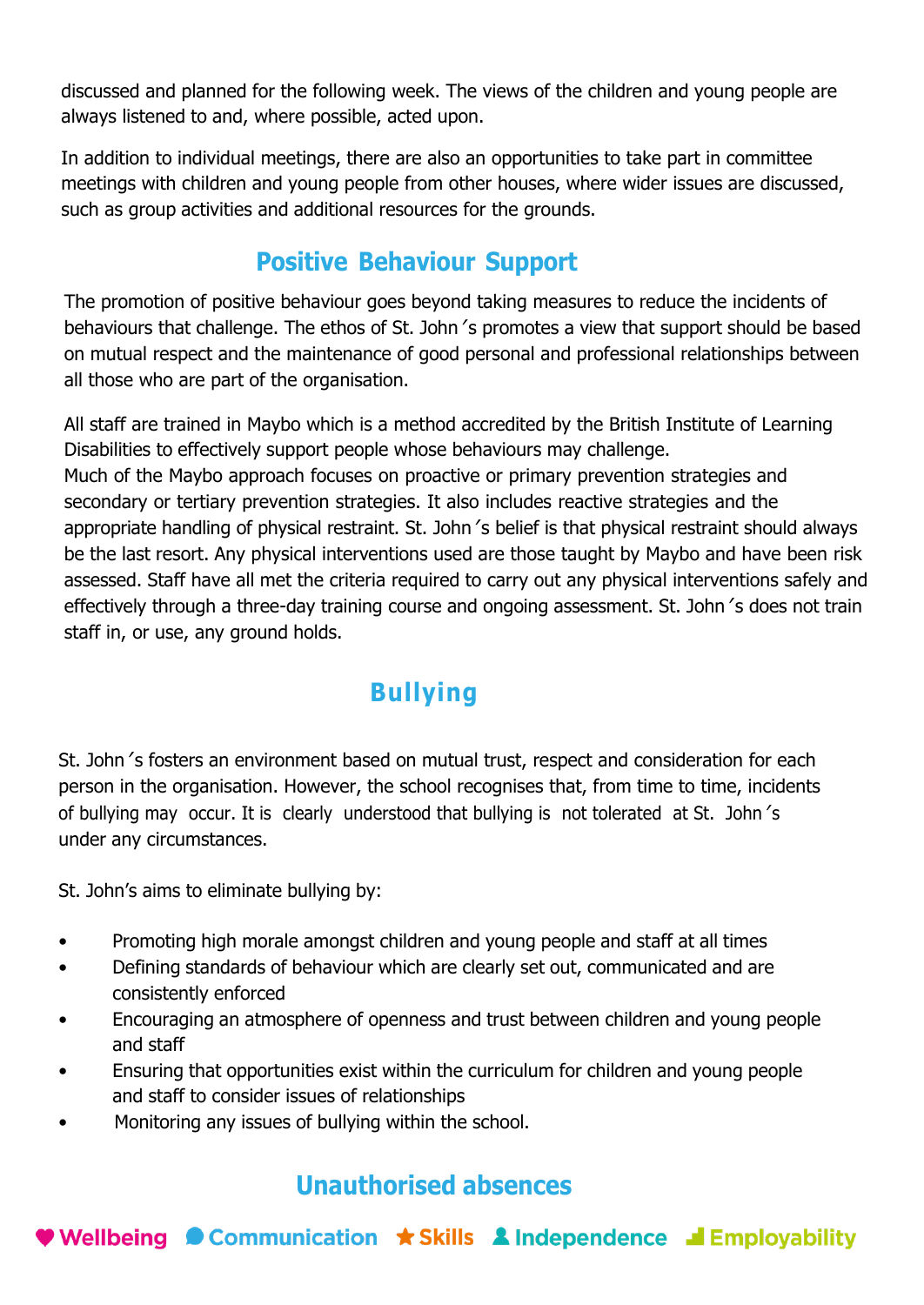discussed and planned for the following week. The views of the children and young people are always listened to and, where possible, acted upon.

In addition to individual meetings, there are also an opportunities to take part in committee meetings with children and young people from other houses, where wider issues are discussed, such as group activities and additional resources for the grounds.

## Positive Behaviour Support

The promotion of positive behaviour goes beyond taking measures to reduce the incidents of behaviours that challenge. The ethos of St. John´s promotes a view that support should be based on mutual respect and the maintenance of good personal and professional relationships between all those who are part of the organisation.

All staff are trained in Maybo which is a method accredited by the British Institute of Learning Disabilities to effectively support people whose behaviours may challenge.
Much of the Maybo approach focuses on proactive or primary prevention strategies and secondary or tertiary prevention strategies. It also includes reactive strategies and the appropriate handling of physical restraint. St. John´s belief is that physical restraint should always be the last resort. Any physical interventions used are those taught by Maybo and have been risk assessed. Staff have all met the criteria required to carry out any physical interventions safely and effectively through a three-day training course and ongoing assessment. St. John´s does not train staff in, or use, any ground holds.

## Bullying

St. John´s fosters an environment based on mutual trust, respect and consideration for each person in the organisation. However, the school recognises that, from time to time, incidents of bullying may occur. It is clearly understood that bullying is not tolerated at St. John´s under any circumstances.

St. John's aims to eliminate bullying by:

- Promoting high morale amongst children and young people and staff at all times
- Defining standards of behaviour which are clearly set out, communicated and are consistently enforced
- Encouraging an atmosphere of openness and trust between children and young people and staff
- Ensuring that opportunities exist within the curriculum for children and young people and staff to consider issues of relationships
- Monitoring any issues of bullying within the school.

## Unauthorised absences

♥ Wellbeing Communication ★ Skills Independence Employability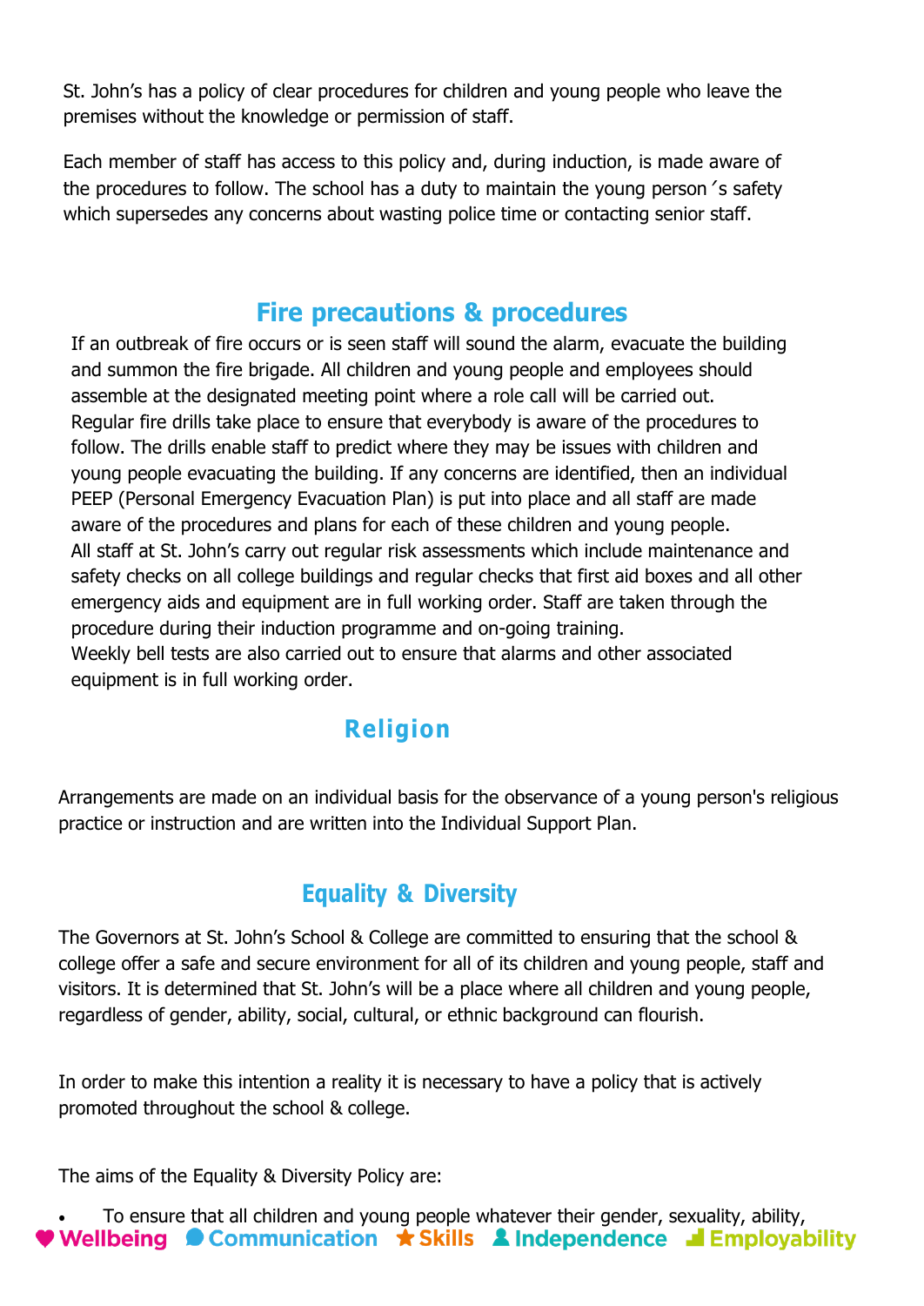St. John's has a policy of clear procedures for children and young people who leave the premises without the knowledge or permission of staff.

Each member of staff has access to this policy and, during induction, is made aware of the procedures to follow. The school has a duty to maintain the young person´s safety which supersedes any concerns about wasting police time or contacting senior staff.

## Fire precautions & procedures

If an outbreak of fire occurs or is seen staff will sound the alarm, evacuate the building and summon the fire brigade. All children and young people and employees should assemble at the designated meeting point where a role call will be carried out.
Regular fire drills take place to ensure that everybody is aware of the procedures to follow. The drills enable staff to predict where they may be issues with children and young people evacuating the building. If any concerns are identified, then an individual PEEP (Personal Emergency Evacuation Plan) is put into place and all staff are made aware of the procedures and plans for each of these children and young people.
All staff at St. John's carry out regular risk assessments which include maintenance and safety checks on all college buildings and regular checks that first aid boxes and all other emergency aids and equipment are in full working order. Staff are taken through the procedure during their induction programme and on-going training.
Weekly bell tests are also carried out to ensure that alarms and other associated equipment is in full working order.

## Religion

Arrangements are made on an individual basis for the observance of a young person's religious practice or instruction and are written into the Individual Support Plan.

## Equality & Diversity

The Governors at St. John's School & College are committed to ensuring that the school & college offer a safe and secure environment for all of its children and young people, staff and visitors. It is determined that St. John's will be a place where all children and young people, regardless of gender, ability, social, cultural, or ethnic background can flourish.

In order to make this intention a reality it is necessary to have a policy that is actively promoted throughout the school & college.

The aims of the Equality & Diversity Policy are:

- To ensure that all children and young people whatever their gender, sexuality, ability,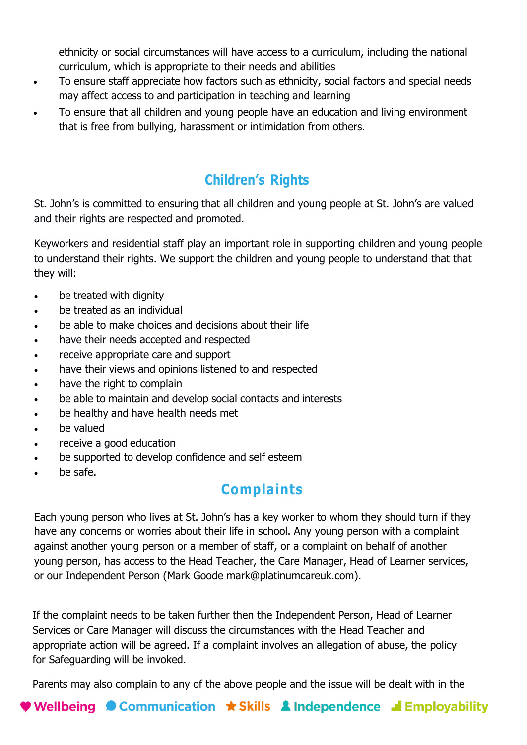ethnicity or social circumstances will have access to a curriculum, including the national curriculum, which is appropriate to their needs and abilities

- To ensure staff appreciate how factors such as ethnicity, social factors and special needs may affect access to and participation in teaching and learning
- To ensure that all children and young people have an education and living environment that is free from bullying, harassment or intimidation from others.

## Children's Rights

St. John's is committed to ensuring that all children and young people at St. John's are valued and their rights are respected and promoted.

Keyworkers and residential staff play an important role in supporting children and young people to understand their rights. We support the children and young people to understand that that they will:

- be treated with dignity
- be treated as an individual
- be able to make choices and decisions about their life
- have their needs accepted and respected
- receive appropriate care and support
- have their views and opinions listened to and respected
- have the right to complain
- be able to maintain and develop social contacts and interests
- be healthy and have health needs met
- be valued
- receive a good education
- be supported to develop confidence and self esteem
- be safe.

## Complaints

Each young person who lives at St. John's has a key worker to whom they should turn if they have any concerns or worries about their life in school. Any young person with a complaint against another young person or a member of staff, or a complaint on behalf of another young person, has access to the Head Teacher, the Care Manager, Head of Learner services, or our Independent Person (Mark Goode mark@platinumcareuk.com).

If the complaint needs to be taken further then the Independent Person, Head of Learner Services or Care Manager will discuss the circumstances with the Head Teacher and appropriate action will be agreed. If a complaint involves an allegation of abuse, the policy for Safeguarding will be invoked.

Parents may also complain to any of the above people and the issue will be dealt with in the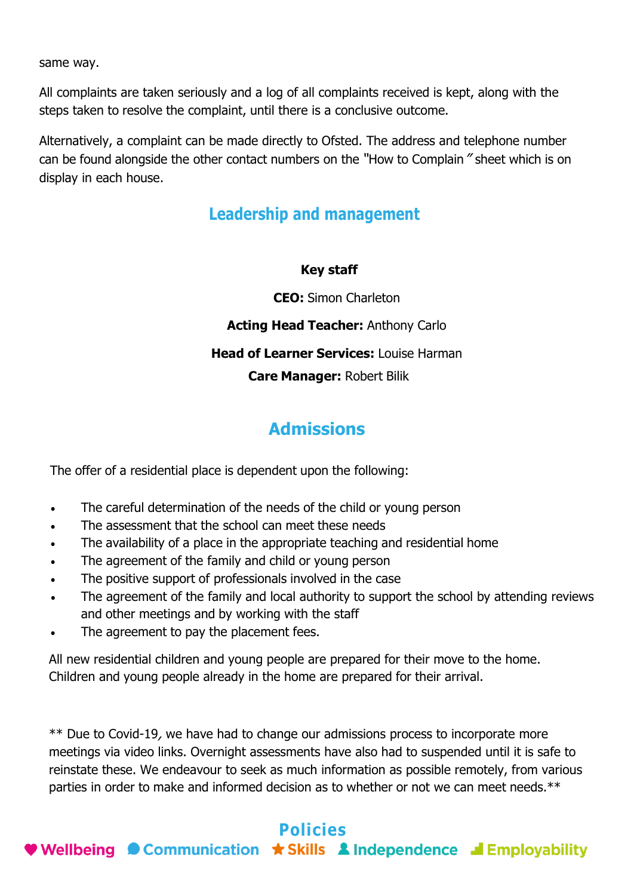same way.

All complaints are taken seriously and a log of all complaints received is kept, along with the steps taken to resolve the complaint, until there is a conclusive outcome.

Alternatively, a complaint can be made directly to Ofsted. The address and telephone number can be found alongside the other contact numbers on the "How to Complain" sheet which is on display in each house.

## Leadership and management

**Key staff**

**CEO:** Simon Charleton

**Acting Head Teacher:** Anthony Carlo

**Head of Learner Services:** Louise Harman

**Care Manager:** Robert Bilik

## Admissions

The offer of a residential place is dependent upon the following:

- The careful determination of the needs of the child or young person
- The assessment that the school can meet these needs
- The availability of a place in the appropriate teaching and residential home
- The agreement of the family and child or young person
- The positive support of professionals involved in the case
- The agreement of the family and local authority to support the school by attending reviews and other meetings and by working with the staff
- The agreement to pay the placement fees.

All new residential children and young people are prepared for their move to the home. Children and young people already in the home are prepared for their arrival.

** Due to Covid-19, we have had to change our admissions process to incorporate more meetings via video links. Overnight assessments have also had to suspended until it is safe to reinstate these. We endeavour to seek as much information as possible remotely, from various parties in order to make and informed decision as to whether or not we can meet needs.**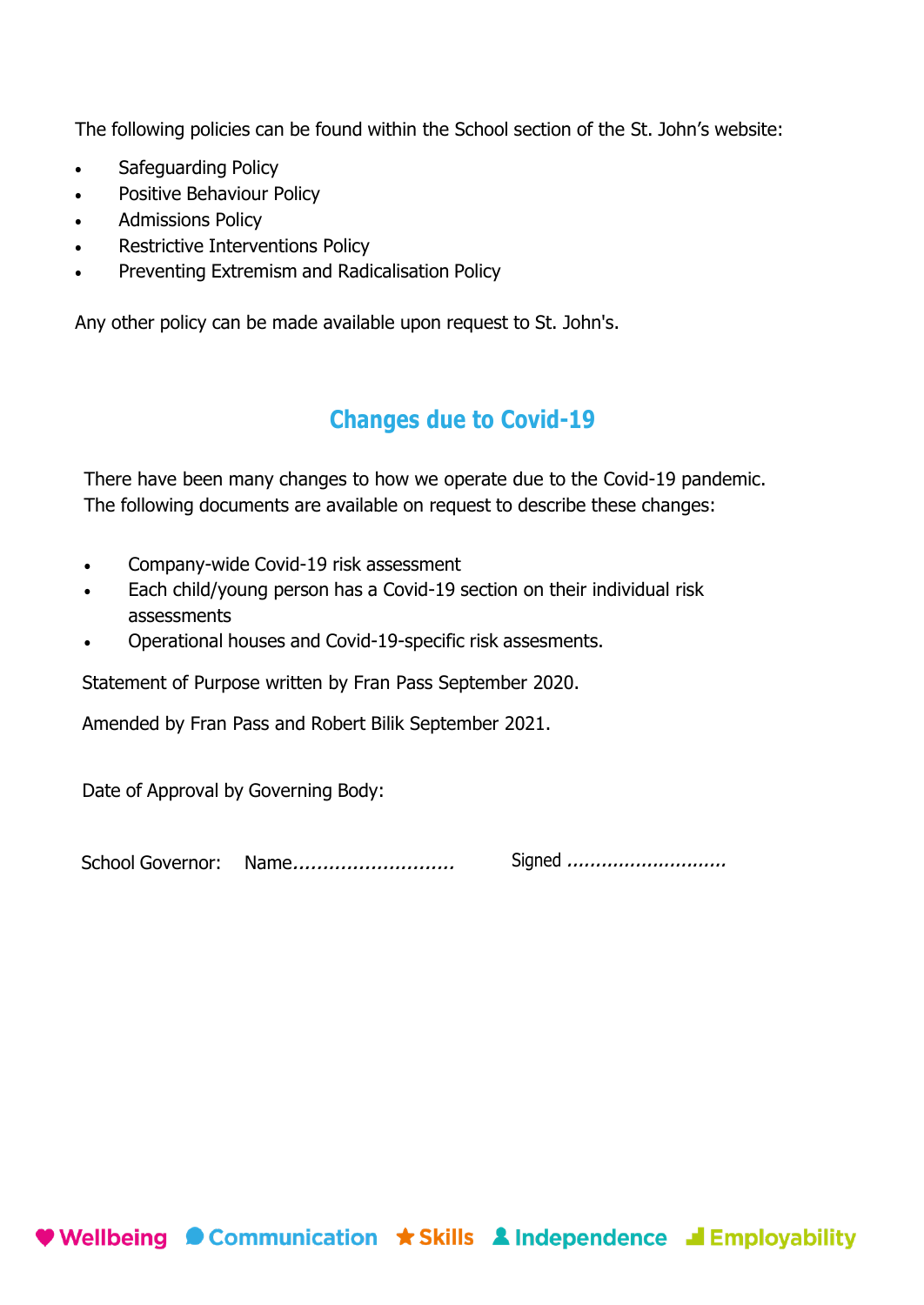The following policies can be found within the School section of the St. John's website:

- Safeguarding Policy
- Positive Behaviour Policy
- Admissions Policy
- Restrictive Interventions Policy
- Preventing Extremism and Radicalisation Policy

Any other policy can be made available upon request to St. John's.

## Changes due to Covid-19

There have been many changes to how we operate due to the Covid-19 pandemic. The following documents are available on request to describe these changes:

- Company-wide Covid-19 risk assessment
- Each child/young person has a Covid-19 section on their individual risk assessments
- Operational houses and Covid-19-specific risk assesments.

Statement of Purpose written by Fran Pass September 2020.

Amended by Fran Pass and Robert Bilik September 2021.

Date of Approval by Governing Body:

School Governor: Name........................... Signed ............................

Wellbeing Communication Skills Independence Employability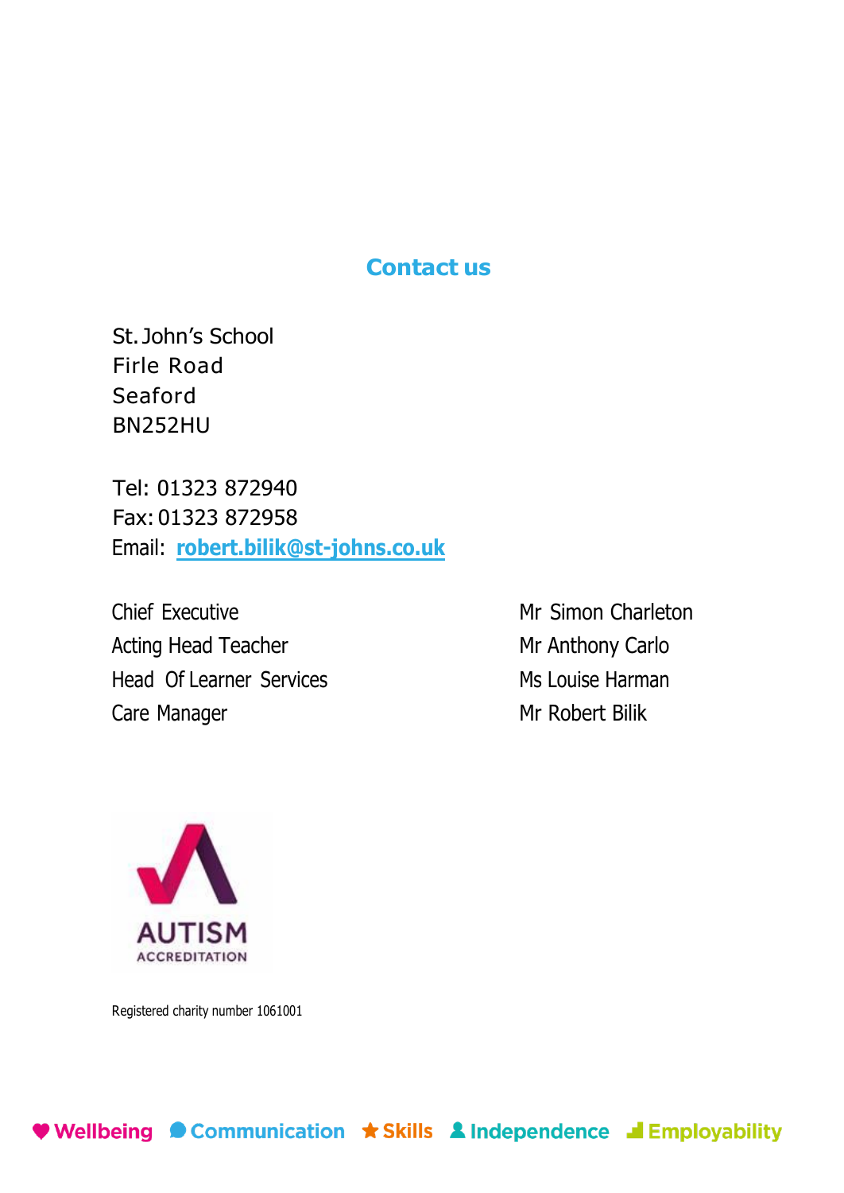## Contact us

St. John's School
Firle Road
Seaford
BN252HU

Tel: 01323 872940
Fax: 01323 872958
Email: **robert.bilik@st-johns.co.uk**

| | |
|---|---|
| Chief Executive | Mr Simon Charleton |
| Acting Head Teacher | Mr Anthony Carlo |
| Head Of Learner Services | Ms Louise Harman |
| Care Manager | Mr Robert Bilik |

AUTISM ACCREDITATION

Registered charity number 1061001

Wellbeing Communication Skills Independence Employability